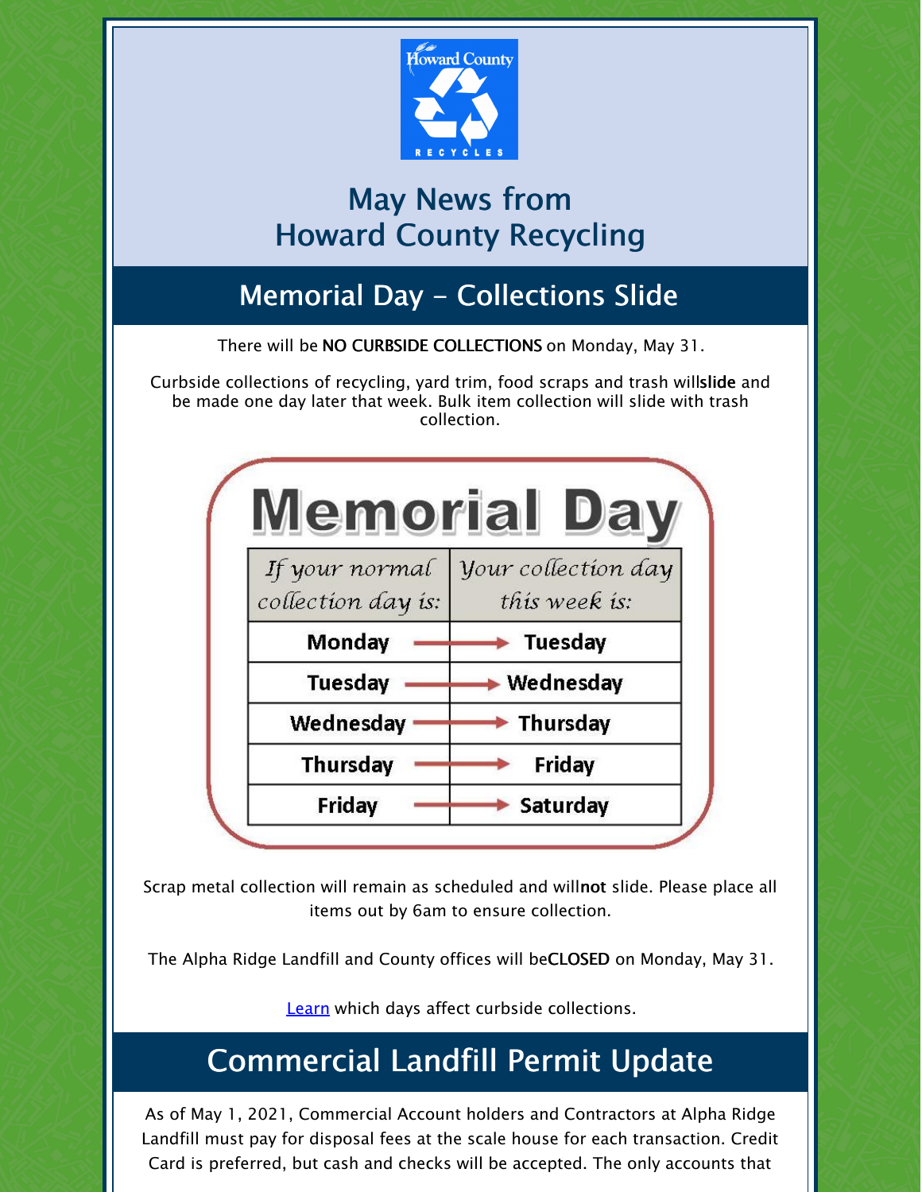# May News from Howard County Recycling

## Memorial Day - Collections Slide

There will be **NO CURBSIDE COLLECTIONS** on Monday, May 31.

Curbside collections of recycling, yard trim, food scraps and trash will **slide** and be made one day later that week. Bulk item collection will slide with trash collection.

**Memorial Day**

| *If your normal collection day is:* | *Your collection day this week is:* |
|---|---|
| **Monday** | **Tuesday** |
| **Tuesday** | **Wednesday** |
| **Wednesday** | **Thursday** |
| **Thursday** | **Friday** |
| **Friday** | **Saturday** |

Scrap metal collection will remain as scheduled and will **not** slide. Please place all items out by 6am to ensure collection.

The Alpha Ridge Landfill and County offices will be **CLOSED** on Monday, May 31.

Learn which days affect curbside collections.

## Commercial Landfill Permit Update

As of May 1, 2021, Commercial Account holders and Contractors at Alpha Ridge Landfill must pay for disposal fees at the scale house for each transaction. Credit Card is preferred, but cash and checks will be accepted. The only accounts that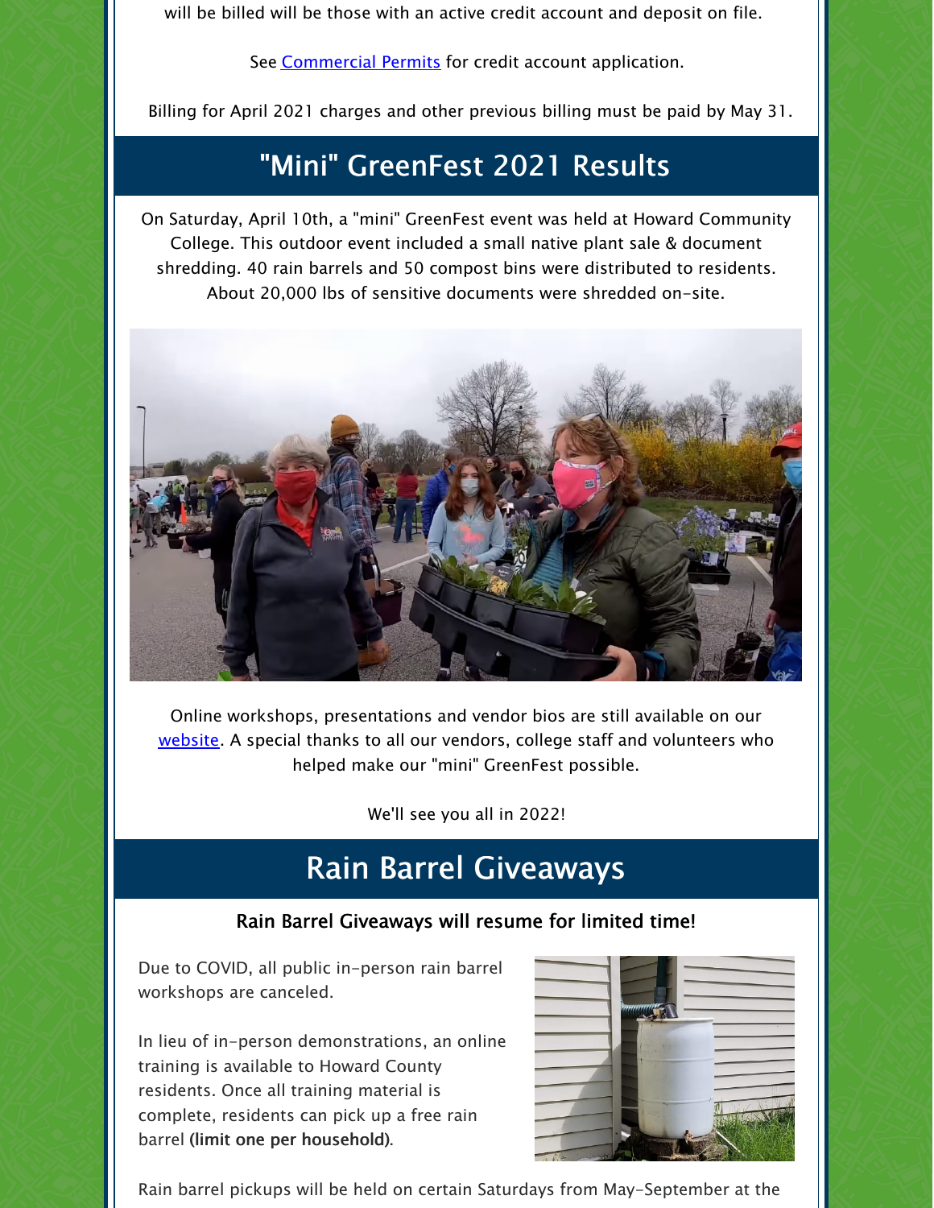will be billed will be those with an active credit account and deposit on file.

See Commercial Permits for credit account application.

Billing for April 2021 charges and other previous billing must be paid by May 31.

## "Mini" GreenFest 2021 Results

On Saturday, April 10th, a "mini" GreenFest event was held at Howard Community College. This outdoor event included a small native plant sale & document shredding. 40 rain barrels and 50 compost bins were distributed to residents. About 20,000 lbs of sensitive documents were shredded on-site.

Online workshops, presentations and vendor bios are still available on our website. A special thanks to all our vendors, college staff and volunteers who helped make our "mini" GreenFest possible.

We'll see you all in 2022!

## Rain Barrel Giveaways

**Rain Barrel Giveaways will resume for limited time!**

Due to COVID, all public in-person rain barrel workshops are canceled.

In lieu of in-person demonstrations, an online training is available to Howard County residents. Once all training material is complete, residents can pick up a free rain barrel **(limit one per household)**.

Rain barrel pickups will be held on certain Saturdays from May-September at the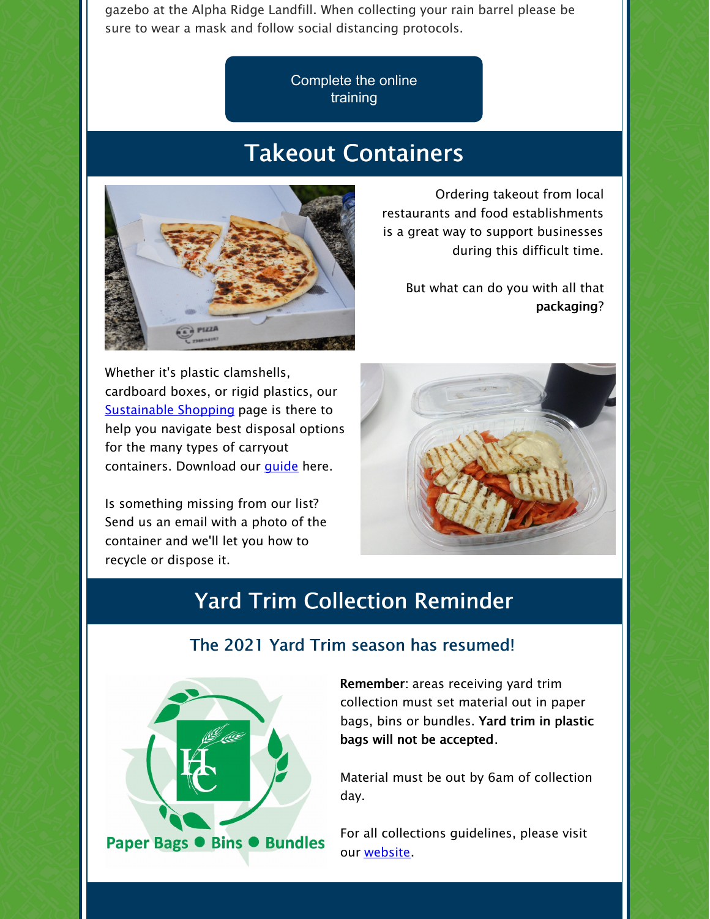gazebo at the Alpha Ridge Landfill. When collecting your rain barrel please be sure to wear a mask and follow social distancing protocols.

Complete the online training

## Takeout Containers

Ordering takeout from local restaurants and food establishments is a great way to support businesses during this difficult time.

But what can do you with all that **packaging**?

Whether it's plastic clamshells, cardboard boxes, or rigid plastics, our Sustainable Shopping page is there to help you navigate best disposal options for the many types of carryout containers. Download our guide here.

Is something missing from our list? Send us an email with a photo of the container and we'll let you how to recycle or dispose it.

## Yard Trim Collection Reminder

### The 2021 Yard Trim season has resumed!

Paper Bags ● Bins ● Bundles

**Remember**: areas receiving yard trim collection must set material out in paper bags, bins or bundles. **Yard trim in plastic bags will not be accepted**.

Material must be out by 6am of collection day.

For all collections guidelines, please visit our website.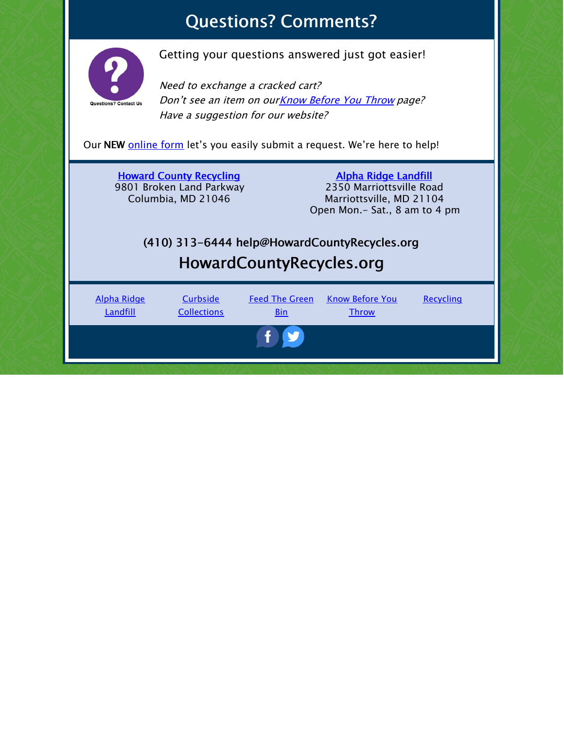## Questions? Comments?

Questions? Contact Us

Getting your questions answered just got easier!

*Need to exchange a cracked cart?*
*Don't see an item on our Know Before You Throw page?*
*Have a suggestion for our website?*

Our **NEW** online form let's you easily submit a request. We're here to help!

**Howard County Recycling**
9801 Broken Land Parkway
Columbia, MD 21046

**Alpha Ridge Landfill**
2350 Marriottsville Road
Marriottsville, MD 21104
Open Mon.- Sat., 8 am to 4 pm

(410) 313-6444 help@HowardCountyRecycles.org

HowardCountyRecycles.org

Alpha Ridge Landfill | Curbside Collections | Feed The Green Bin | Know Before You Throw | Recycling